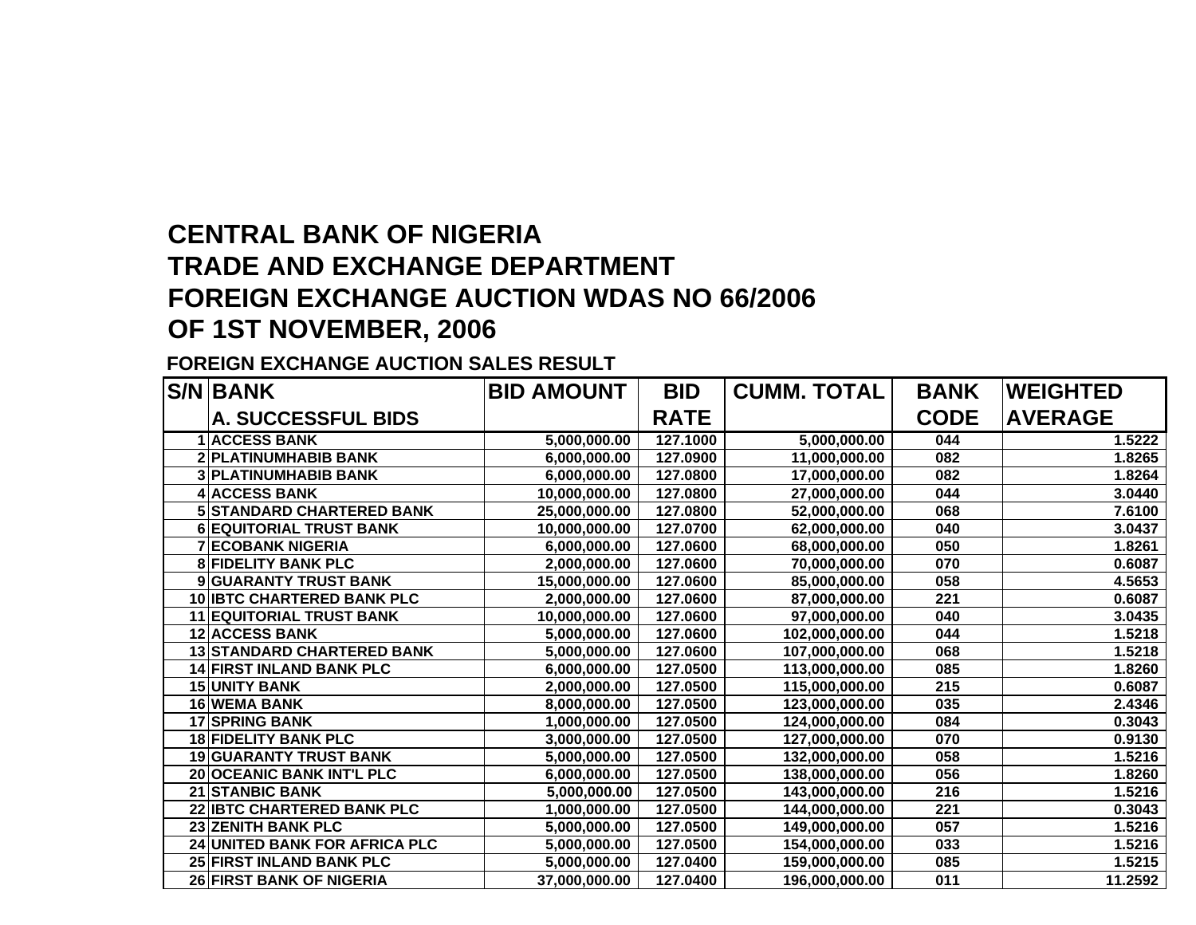# CENTRAL BANK OF NIGERIA
# TRADE AND EXCHANGE DEPARTMENT
# FOREIGN EXCHANGE AUCTION WDAS NO 66/2006
# OF 1ST NOVEMBER, 2006

**FOREIGN EXCHANGE AUCTION SALES RESULT**

| S/N | BANK<br>A. SUCCESSFUL BIDS | BID AMOUNT | BID RATE | CUMM. TOTAL | BANK CODE | WEIGHTED AVERAGE |
|---|---|---|---|---|---|---|
| 1 | ACCESS BANK | 5,000,000.00 | 127.1000 | 5,000,000.00 | 044 | 1.5222 |
| 2 | PLATINUMHABIB BANK | 6,000,000.00 | 127.0900 | 11,000,000.00 | 082 | 1.8265 |
| 3 | PLATINUMHABIB BANK | 6,000,000.00 | 127.0800 | 17,000,000.00 | 082 | 1.8264 |
| 4 | ACCESS BANK | 10,000,000.00 | 127.0800 | 27,000,000.00 | 044 | 3.0440 |
| 5 | STANDARD CHARTERED BANK | 25,000,000.00 | 127.0800 | 52,000,000.00 | 068 | 7.6100 |
| 6 | EQUITORIAL TRUST BANK | 10,000,000.00 | 127.0700 | 62,000,000.00 | 040 | 3.0437 |
| 7 | ECOBANK NIGERIA | 6,000,000.00 | 127.0600 | 68,000,000.00 | 050 | 1.8261 |
| 8 | FIDELITY BANK PLC | 2,000,000.00 | 127.0600 | 70,000,000.00 | 070 | 0.6087 |
| 9 | GUARANTY TRUST BANK | 15,000,000.00 | 127.0600 | 85,000,000.00 | 058 | 4.5653 |
| 10 | IBTC CHARTERED BANK PLC | 2,000,000.00 | 127.0600 | 87,000,000.00 | 221 | 0.6087 |
| 11 | EQUITORIAL TRUST BANK | 10,000,000.00 | 127.0600 | 97,000,000.00 | 040 | 3.0435 |
| 12 | ACCESS BANK | 5,000,000.00 | 127.0600 | 102,000,000.00 | 044 | 1.5218 |
| 13 | STANDARD CHARTERED BANK | 5,000,000.00 | 127.0600 | 107,000,000.00 | 068 | 1.5218 |
| 14 | FIRST INLAND BANK PLC | 6,000,000.00 | 127.0500 | 113,000,000.00 | 085 | 1.8260 |
| 15 | UNITY BANK | 2,000,000.00 | 127.0500 | 115,000,000.00 | 215 | 0.6087 |
| 16 | WEMA BANK | 8,000,000.00 | 127.0500 | 123,000,000.00 | 035 | 2.4346 |
| 17 | SPRING BANK | 1,000,000.00 | 127.0500 | 124,000,000.00 | 084 | 0.3043 |
| 18 | FIDELITY BANK PLC | 3,000,000.00 | 127.0500 | 127,000,000.00 | 070 | 0.9130 |
| 19 | GUARANTY TRUST BANK | 5,000,000.00 | 127.0500 | 132,000,000.00 | 058 | 1.5216 |
| 20 | OCEANIC BANK INT'L PLC | 6,000,000.00 | 127.0500 | 138,000,000.00 | 056 | 1.8260 |
| 21 | STANBIC BANK | 5,000,000.00 | 127.0500 | 143,000,000.00 | 216 | 1.5216 |
| 22 | IBTC CHARTERED BANK PLC | 1,000,000.00 | 127.0500 | 144,000,000.00 | 221 | 0.3043 |
| 23 | ZENITH BANK PLC | 5,000,000.00 | 127.0500 | 149,000,000.00 | 057 | 1.5216 |
| 24 | UNITED BANK FOR AFRICA PLC | 5,000,000.00 | 127.0500 | 154,000,000.00 | 033 | 1.5216 |
| 25 | FIRST INLAND BANK PLC | 5,000,000.00 | 127.0400 | 159,000,000.00 | 085 | 1.5215 |
| 26 | FIRST BANK OF NIGERIA | 37,000,000.00 | 127.0400 | 196,000,000.00 | 011 | 11.2592 |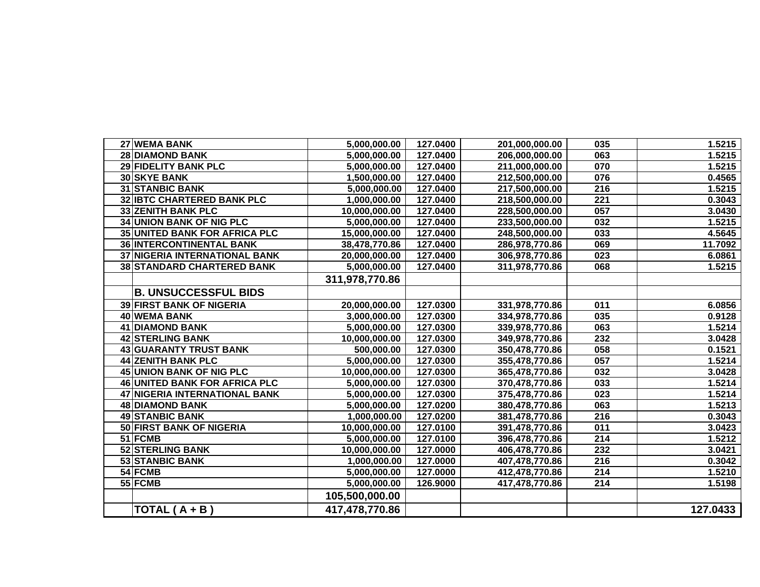| | | | | | | |
|---|---|---|---|---|---|---|
| 27 | WEMA BANK | 5,000,000.00 | 127.0400 | 201,000,000.00 | 035 | 1.5215 |
| 28 | DIAMOND BANK | 5,000,000.00 | 127.0400 | 206,000,000.00 | 063 | 1.5215 |
| 29 | FIDELITY BANK PLC | 5,000,000.00 | 127.0400 | 211,000,000.00 | 070 | 1.5215 |
| 30 | SKYE BANK | 1,500,000.00 | 127.0400 | 212,500,000.00 | 076 | 0.4565 |
| 31 | STANBIC BANK | 5,000,000.00 | 127.0400 | 217,500,000.00 | 216 | 1.5215 |
| 32 | IBTC CHARTERED BANK PLC | 1,000,000.00 | 127.0400 | 218,500,000.00 | 221 | 0.3043 |
| 33 | ZENITH BANK PLC | 10,000,000.00 | 127.0400 | 228,500,000.00 | 057 | 3.0430 |
| 34 | UNION BANK OF NIG PLC | 5,000,000.00 | 127.0400 | 233,500,000.00 | 032 | 1.5215 |
| 35 | UNITED BANK FOR AFRICA PLC | 15,000,000.00 | 127.0400 | 248,500,000.00 | 033 | 4.5645 |
| 36 | INTERCONTINENTAL BANK | 38,478,770.86 | 127.0400 | 286,978,770.86 | 069 | 11.7092 |
| 37 | NIGERIA INTERNATIONAL BANK | 20,000,000.00 | 127.0400 | 306,978,770.86 | 023 | 6.0861 |
| 38 | STANDARD CHARTERED BANK | 5,000,000.00 | 127.0400 | 311,978,770.86 | 068 | 1.5215 |
| | | 311,978,770.86 | | | | |
| | **B. UNSUCCESSFUL BIDS** | | | | | |
| 39 | FIRST BANK OF NIGERIA | 20,000,000.00 | 127.0300 | 331,978,770.86 | 011 | 6.0856 |
| 40 | WEMA BANK | 3,000,000.00 | 127.0300 | 334,978,770.86 | 035 | 0.9128 |
| 41 | DIAMOND BANK | 5,000,000.00 | 127.0300 | 339,978,770.86 | 063 | 1.5214 |
| 42 | STERLING BANK | 10,000,000.00 | 127.0300 | 349,978,770.86 | 232 | 3.0428 |
| 43 | GUARANTY TRUST BANK | 500,000.00 | 127.0300 | 350,478,770.86 | 058 | 0.1521 |
| 44 | ZENITH BANK PLC | 5,000,000.00 | 127.0300 | 355,478,770.86 | 057 | 1.5214 |
| 45 | UNION BANK OF NIG PLC | 10,000,000.00 | 127.0300 | 365,478,770.86 | 032 | 3.0428 |
| 46 | UNITED BANK FOR AFRICA PLC | 5,000,000.00 | 127.0300 | 370,478,770.86 | 033 | 1.5214 |
| 47 | NIGERIA INTERNATIONAL BANK | 5,000,000.00 | 127.0300 | 375,478,770.86 | 023 | 1.5214 |
| 48 | DIAMOND BANK | 5,000,000.00 | 127.0200 | 380,478,770.86 | 063 | 1.5213 |
| 49 | STANBIC BANK | 1,000,000.00 | 127.0200 | 381,478,770.86 | 216 | 0.3043 |
| 50 | FIRST BANK OF NIGERIA | 10,000,000.00 | 127.0100 | 391,478,770.86 | 011 | 3.0423 |
| 51 | FCMB | 5,000,000.00 | 127.0100 | 396,478,770.86 | 214 | 1.5212 |
| 52 | STERLING BANK | 10,000,000.00 | 127.0000 | 406,478,770.86 | 232 | 3.0421 |
| 53 | STANBIC BANK | 1,000,000.00 | 127.0000 | 407,478,770.86 | 216 | 0.3042 |
| 54 | FCMB | 5,000,000.00 | 127.0000 | 412,478,770.86 | 214 | 1.5210 |
| 55 | FCMB | 5,000,000.00 | 126.9000 | 417,478,770.86 | 214 | 1.5198 |
| | | 105,500,000.00 | | | | |
| | **TOTAL ( A + B )** | 417,478,770.86 | | | | 127.0433 |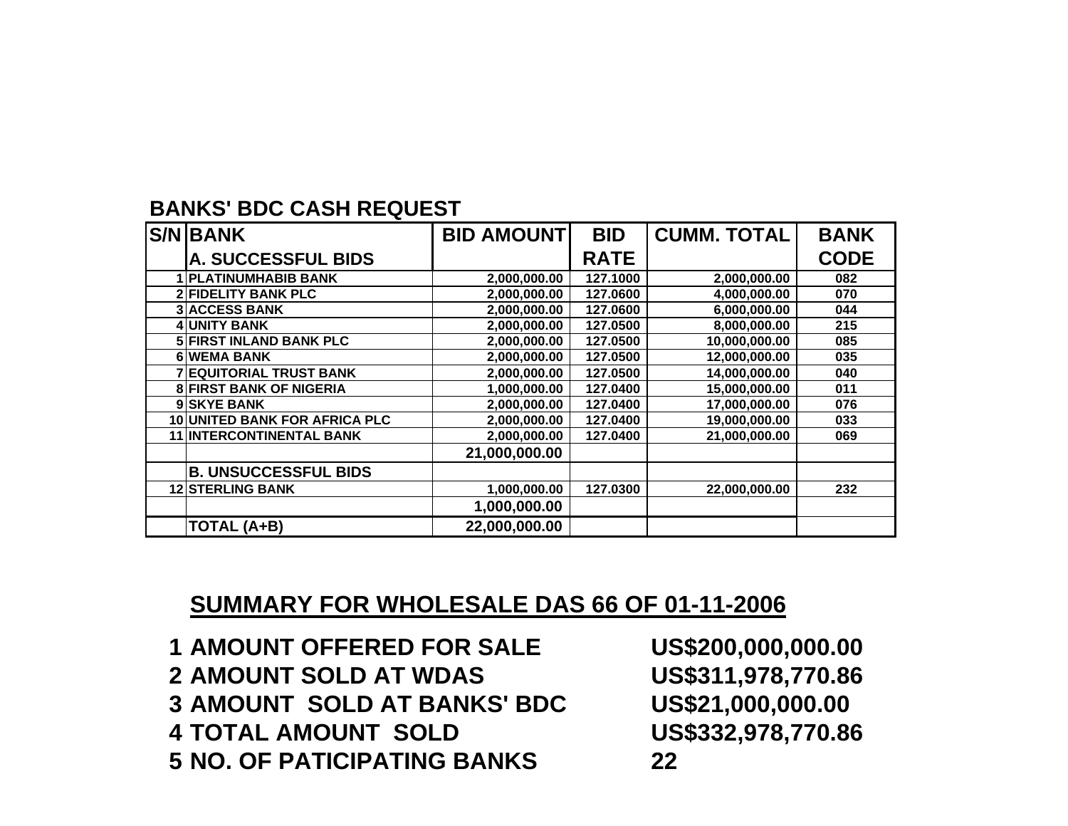## BANKS' BDC CASH REQUEST

| S/N | BANK | BID AMOUNT | BID RATE | CUMM. TOTAL | BANK CODE |
|---|---|---|---|---|---|
| | **A. SUCCESSFUL BIDS** | | | | |
| 1 | PLATINUMHABIB BANK | 2,000,000.00 | 127.1000 | 2,000,000.00 | 082 |
| 2 | FIDELITY BANK PLC | 2,000,000.00 | 127.0600 | 4,000,000.00 | 070 |
| 3 | ACCESS BANK | 2,000,000.00 | 127.0600 | 6,000,000.00 | 044 |
| 4 | UNITY BANK | 2,000,000.00 | 127.0500 | 8,000,000.00 | 215 |
| 5 | FIRST INLAND BANK PLC | 2,000,000.00 | 127.0500 | 10,000,000.00 | 085 |
| 6 | WEMA BANK | 2,000,000.00 | 127.0500 | 12,000,000.00 | 035 |
| 7 | EQUITORIAL TRUST BANK | 2,000,000.00 | 127.0500 | 14,000,000.00 | 040 |
| 8 | FIRST BANK OF NIGERIA | 1,000,000.00 | 127.0400 | 15,000,000.00 | 011 |
| 9 | SKYE BANK | 2,000,000.00 | 127.0400 | 17,000,000.00 | 076 |
| 10 | UNITED BANK FOR AFRICA PLC | 2,000,000.00 | 127.0400 | 19,000,000.00 | 033 |
| 11 | INTERCONTINENTAL BANK | 2,000,000.00 | 127.0400 | 21,000,000.00 | 069 |
| | | 21,000,000.00 | | | |
| | **B. UNSUCCESSFUL BIDS** | | | | |
| 12 | STERLING BANK | 1,000,000.00 | 127.0300 | 22,000,000.00 | 232 |
| | | 1,000,000.00 | | | |
| | TOTAL (A+B) | 22,000,000.00 | | | |

## SUMMARY FOR WHOLESALE DAS 66 OF 01-11-2006

| | | |
|---|---|---|
| 1 | AMOUNT OFFERED FOR SALE | US$200,000,000.00 |
| 2 | AMOUNT SOLD AT WDAS | US$311,978,770.86 |
| 3 | AMOUNT SOLD AT BANKS' BDC | US$21,000,000.00 |
| 4 | TOTAL AMOUNT SOLD | US$332,978,770.86 |
| 5 | NO. OF PATICIPATING BANKS | 22 |